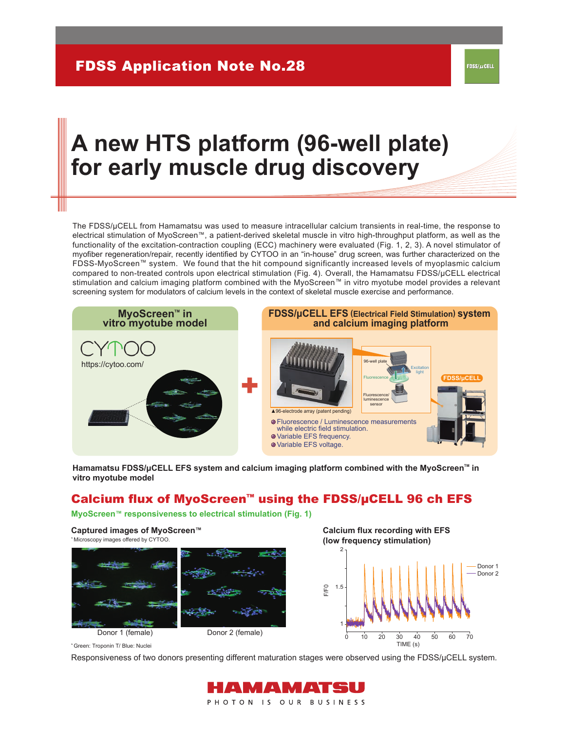# FDSS Application Note No.28

# A new HTS platform (96-well plate) for early muscle drug discovery

The FDSS/μCELL from Hamamatsu was used to measure intracellular calcium transients in real-time, the response to electrical stimulation of MyoScreen™, a patient-derived skeletal muscle in vitro high-throughput platform, as well as the functionality of the excitation-contraction coupling (ECC) machinery were evaluated (Fig. 1, 2, 3). A novel stimulator of myofiber regeneration/repair, recently identified by CYTOO in an "in-house" drug screen, was further characterized on the FDSS-MyoScreen™ system. We found that the hit compound significantly increased levels of myoplasmic calcium compared to non-treated controls upon electrical stimulation (Fig. 4). Overall, the Hamamatsu FDSS/μCELL electrical stimulation and calcium imaging platform combined with the MyoScreen™ in vitro myotube model provides a relevant screening system for modulators of calcium levels in the context of skeletal muscle exercise and performance.

**MyoScreen™ in vitro myotube model**

CYTOO

https://cytoo.com/

**FDSS/μCELL EFS (Electrical Field Stimulation) system and calcium imaging platform**

▲96-electrode array (patent pending)

96-well plate, Excitation light, Fluorescence, Fluorescence/luminescence sensor, FDSS/μCELL

- Fluorescence / Luminescence measurements while electric field stimulation.
- Variable EFS frequency.
- Variable EFS voltage.

**Hamamatsu FDSS/μCELL EFS system and calcium imaging platform combined with the MyoScreen™ in vitro myotube model**

## Calcium flux of MyoScreen™ using the FDSS/μCELL 96 ch EFS

### MyoScreen™ responsiveness to electrical stimulation (Fig. 1)

**Captured images of MyoScreen™**

*Microscopy images offered by CYTOO.

Donor 1 (female) | Donor 2 (female)

*Green: Troponin T/ Blue: Nuclei

**Calcium flux recording with EFS (low frequency stimulation)**

Y-axis: F/F0 (1 to 2); X-axis: TIME (s) (0 to 70); Donor 1, Donor 2

Responsiveness of two donors presenting different maturation stages were observed using the FDSS/μCELL system.

HAMAMATSU

PHOTON IS OUR BUSINESS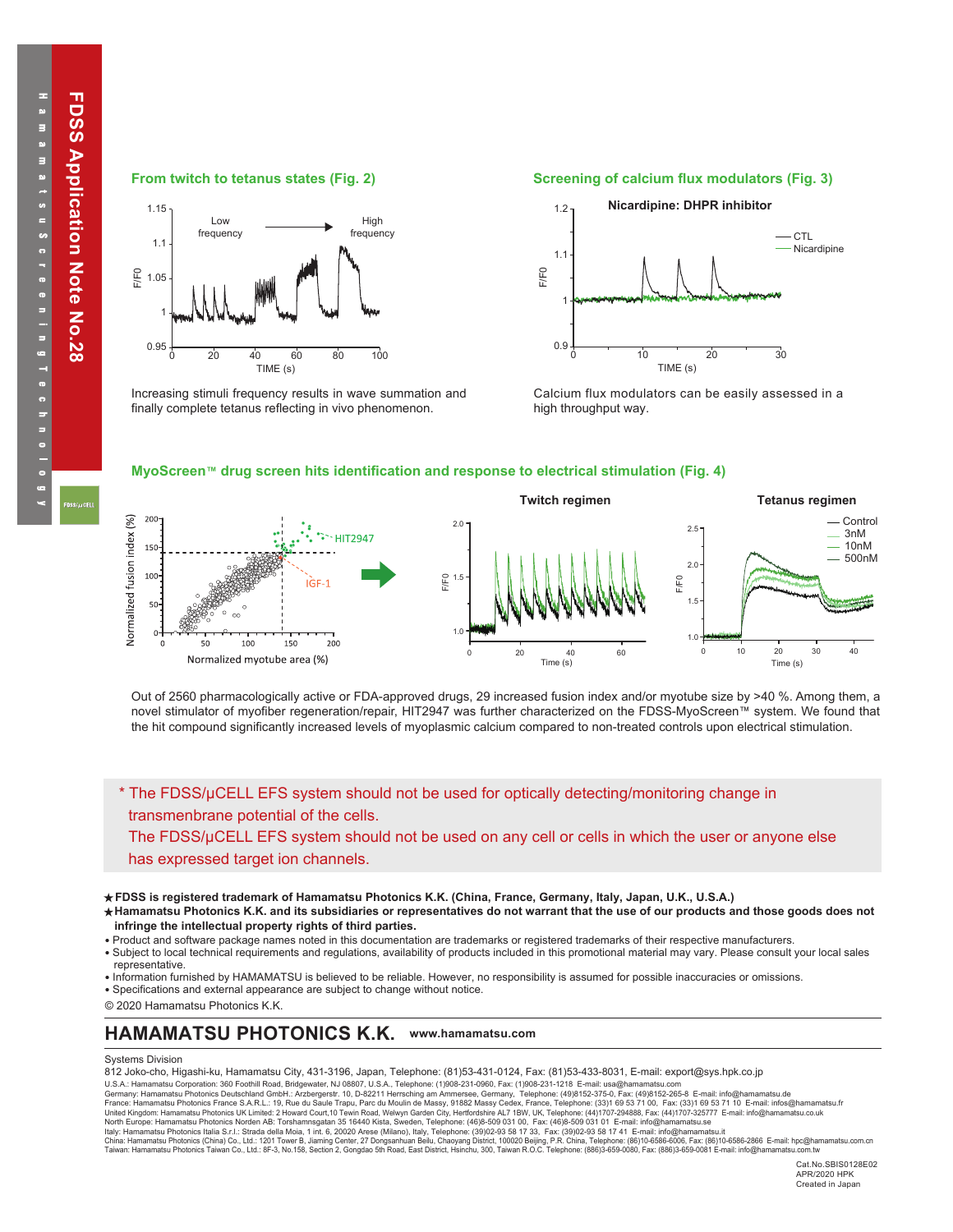## From twitch to tetanus states (Fig. 2)

1.15
1.1
1.05
1
0.95
F/F0
Low frequency
High frequency
0
20
40
60
80
100
TIME (s)

Increasing stimuli frequency results in wave summation and finally complete tetanus reflecting in vivo phenomenon.

## Screening of calcium flux modulators (Fig. 3)

Nicardipine: DHPR inhibitor
1.2
1.1
1
0.9
F/F0
CTL
Nicardipine
0
10
20
30
TIME (s)

Calcium flux modulators can be easily assessed in a high throughput way.

## MyoScreen™ drug screen hits identification and response to electrical stimulation (Fig. 4)

Normalized fusion index (%)
200
150
100
50
0
0
50
100
150
200
Normalized myotube area (%)
HIT2947
IGF-1

Twitch regimen
2.0
1.5
1.0
F/F0
0
20
40
60
Time (s)

Tetanus regimen
2.5
2.0
1.5
1.0
F/F0
0
10
20
30
40
Time (s)
Control
3nM
10nM
500nM

Out of 2560 pharmacologically active or FDA-approved drugs, 29 increased fusion index and/or myotube size by >40 %. Among them, a novel stimulator of myofiber regeneration/repair, HIT2947 was further characterized on the FDSS-MyoScreen™ system. We found that the hit compound significantly increased levels of myoplasmic calcium compared to non-treated controls upon electrical stimulation.

\* The FDSS/μCELL EFS system should not be used for optically detecting/monitoring change in transmenbrane potential of the cells.
The FDSS/μCELL EFS system should not be used on any cell or cells in which the user or anyone else has expressed target ion channels.

★**FDSS is registered trademark of Hamamatsu Photonics K.K. (China, France, Germany, Italy, Japan, U.K., U.S.A.)**
★**Hamamatsu Photonics K.K. and its subsidiaries or representatives do not warrant that the use of our products and those goods does not infringe the intellectual property rights of third parties.**

- Product and software package names noted in this documentation are trademarks or registered trademarks of their respective manufacturers.
- Subject to local technical requirements and regulations, availability of products included in this promotional material may vary. Please consult your local sales representative.
- Information furnished by HAMAMATSU is believed to be reliable. However, no responsibility is assumed for possible inaccuracies or omissions.
- Specifications and external appearance are subject to change without notice.

© 2020 Hamamatsu Photonics K.K.

# HAMAMATSU PHOTONICS K.K. www.hamamatsu.com

Systems Division
812 Joko-cho, Higashi-ku, Hamamatsu City, 431-3196, Japan, Telephone: (81)53-431-0124, Fax: (81)53-433-8031, E-mail: export@sys.hpk.co.jp
U.S.A.: Hamamatsu Corporation: 360 Foothill Road, Bridgewater, NJ 08807, U.S.A., Telephone: (1)908-231-0960, Fax: (1)908-231-1218 E-mail: usa@hamamatsu.com
Germany: Hamamatsu Photonics Deutschland GmbH.: Arzbergerstr. 10, D-82211 Herrsching am Ammersee, Germany, Telephone: (49)8152-375-0, Fax: (49)8152-265-8 E-mail: info@hamamatsu.de
France: Hamamatsu Photonics France S.A.R.L.: 19, Rue du Saule Trapu, Parc du Moulin de Massy, 91882 Massy Cedex, France, Telephone: (33)1 69 53 71 00, Fax: (33)1 69 53 71 10 E-mail: infos@hamamatsu.fr
United Kingdom: Hamamatsu Photonics UK Limited: 2 Howard Court,10 Tewin Road, Welwyn Garden City, Hertfordshire AL7 1BW, UK, Telephone: (44)1707-294888, Fax: (44)1707-325777 E-mail: info@hamamatsu.co.uk
North Europe: Hamamatsu Photonics Norden AB: Torshamnsgatan 35 16440 Kista, Sweden, Telephone: (46)8-509 031 00, Fax: (46)8-509 031 01 E-mail: info@hamamatsu.se
Italy: Hamamatsu Photonics Italia S.r.l.: Strada della Moia, 1 int. 6, 20020 Arese (Milano), Italy, Telephone: (39)02-93 58 17 33, Fax: (39)02-93 58 17 41 E-mail: info@hamamatsu.it
China: Hamamatsu Photonics (China) Co., Ltd.: 1201 Tower B, Jiaming Center, 27 Dongsanhuan Beilu, Chaoyang District, 100020 Beijing, P.R. China, Telephone: (86)10-6586-6006, Fax: (86)10-6586-2866 E-mail: hpc@hamamatsu.com.cn
Taiwan: Hamamatsu Photonics Taiwan Co., Ltd.: 8F-3, No.158, Section 2, Gongdao 5th Road, East District, Hsinchu, 300, Taiwan R.O.C. Telephone: (886)3-659-0080, Fax: (886)3-659-0081 E-mail: info@hamamatsu.com.tw

Cat.No.SBIS0128E02
APR/2020 HPK
Created in Japan